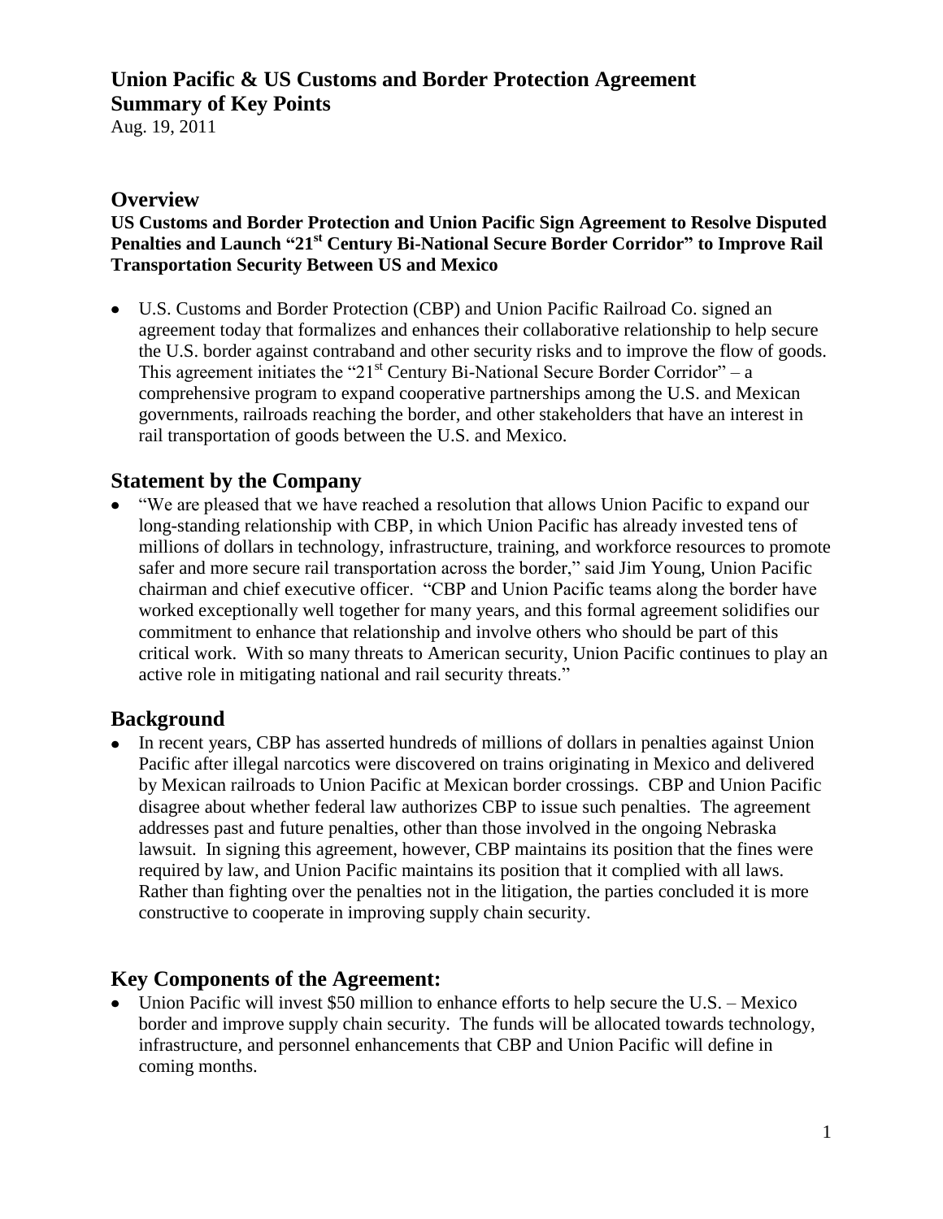# Union Pacific & US Customs and Border Protection Agreement
# Summary of Key Points

Aug. 19, 2011

## Overview

**US Customs and Border Protection and Union Pacific Sign Agreement to Resolve Disputed Penalties and Launch "21st Century Bi-National Secure Border Corridor" to Improve Rail Transportation Security Between US and Mexico**

- U.S. Customs and Border Protection (CBP) and Union Pacific Railroad Co. signed an agreement today that formalizes and enhances their collaborative relationship to help secure the U.S. border against contraband and other security risks and to improve the flow of goods. This agreement initiates the "21st Century Bi-National Secure Border Corridor" – a comprehensive program to expand cooperative partnerships among the U.S. and Mexican governments, railroads reaching the border, and other stakeholders that have an interest in rail transportation of goods between the U.S. and Mexico.

## Statement by the Company

- "We are pleased that we have reached a resolution that allows Union Pacific to expand our long-standing relationship with CBP, in which Union Pacific has already invested tens of millions of dollars in technology, infrastructure, training, and workforce resources to promote safer and more secure rail transportation across the border," said Jim Young, Union Pacific chairman and chief executive officer. "CBP and Union Pacific teams along the border have worked exceptionally well together for many years, and this formal agreement solidifies our commitment to enhance that relationship and involve others who should be part of this critical work. With so many threats to American security, Union Pacific continues to play an active role in mitigating national and rail security threats."

## Background

- In recent years, CBP has asserted hundreds of millions of dollars in penalties against Union Pacific after illegal narcotics were discovered on trains originating in Mexico and delivered by Mexican railroads to Union Pacific at Mexican border crossings. CBP and Union Pacific disagree about whether federal law authorizes CBP to issue such penalties. The agreement addresses past and future penalties, other than those involved in the ongoing Nebraska lawsuit. In signing this agreement, however, CBP maintains its position that the fines were required by law, and Union Pacific maintains its position that it complied with all laws. Rather than fighting over the penalties not in the litigation, the parties concluded it is more constructive to cooperate in improving supply chain security.

## Key Components of the Agreement:

- Union Pacific will invest $50 million to enhance efforts to help secure the U.S. – Mexico border and improve supply chain security. The funds will be allocated towards technology, infrastructure, and personnel enhancements that CBP and Union Pacific will define in coming months.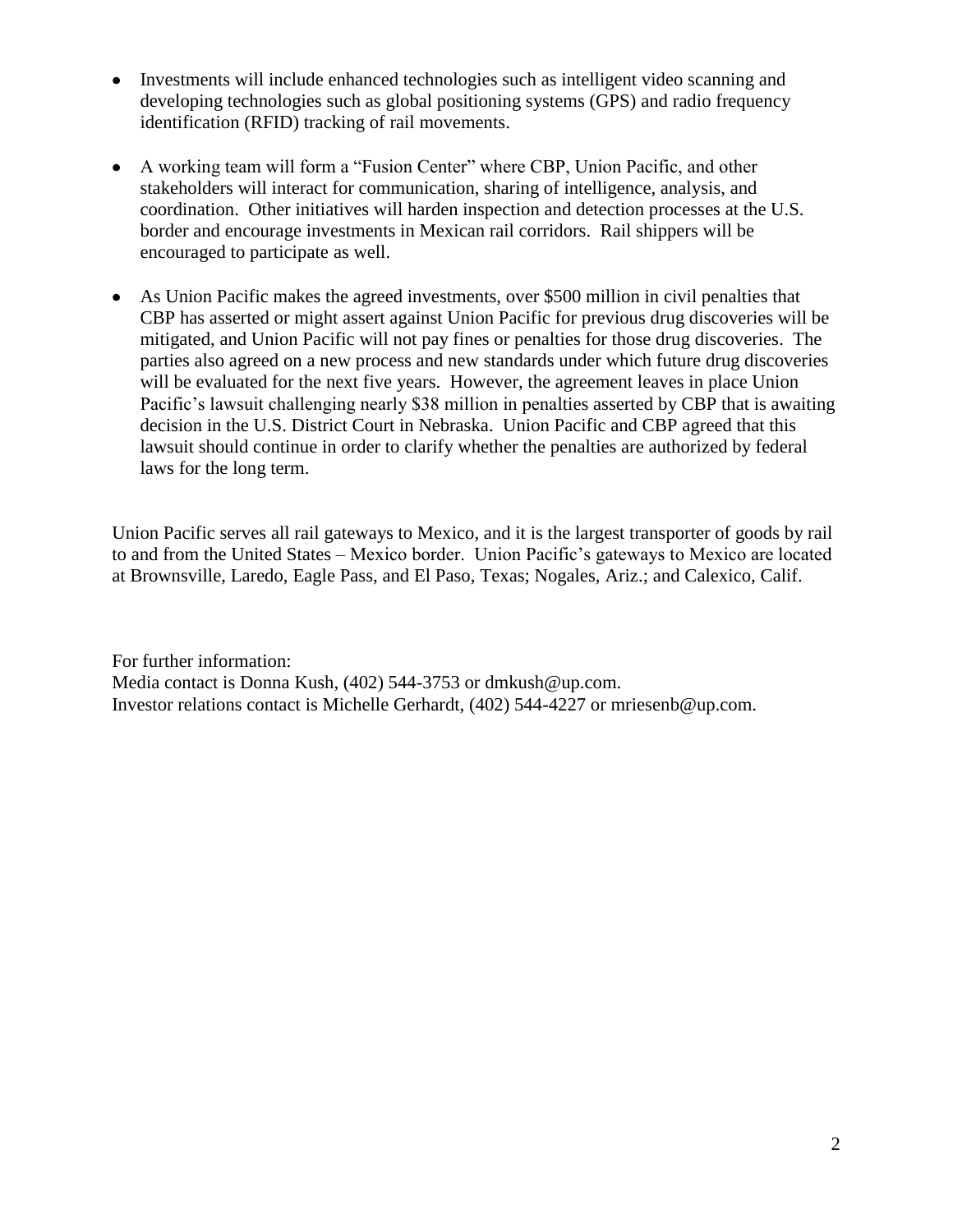- Investments will include enhanced technologies such as intelligent video scanning and developing technologies such as global positioning systems (GPS) and radio frequency identification (RFID) tracking of rail movements.

- A working team will form a "Fusion Center" where CBP, Union Pacific, and other stakeholders will interact for communication, sharing of intelligence, analysis, and coordination. Other initiatives will harden inspection and detection processes at the U.S. border and encourage investments in Mexican rail corridors. Rail shippers will be encouraged to participate as well.

- As Union Pacific makes the agreed investments, over $500 million in civil penalties that CBP has asserted or might assert against Union Pacific for previous drug discoveries will be mitigated, and Union Pacific will not pay fines or penalties for those drug discoveries. The parties also agreed on a new process and new standards under which future drug discoveries will be evaluated for the next five years. However, the agreement leaves in place Union Pacific's lawsuit challenging nearly $38 million in penalties asserted by CBP that is awaiting decision in the U.S. District Court in Nebraska. Union Pacific and CBP agreed that this lawsuit should continue in order to clarify whether the penalties are authorized by federal laws for the long term.

Union Pacific serves all rail gateways to Mexico, and it is the largest transporter of goods by rail to and from the United States – Mexico border. Union Pacific's gateways to Mexico are located at Brownsville, Laredo, Eagle Pass, and El Paso, Texas; Nogales, Ariz.; and Calexico, Calif.

For further information:
Media contact is Donna Kush, (402) 544-3753 or dmkush@up.com.
Investor relations contact is Michelle Gerhardt, (402) 544-4227 or mriesenb@up.com.